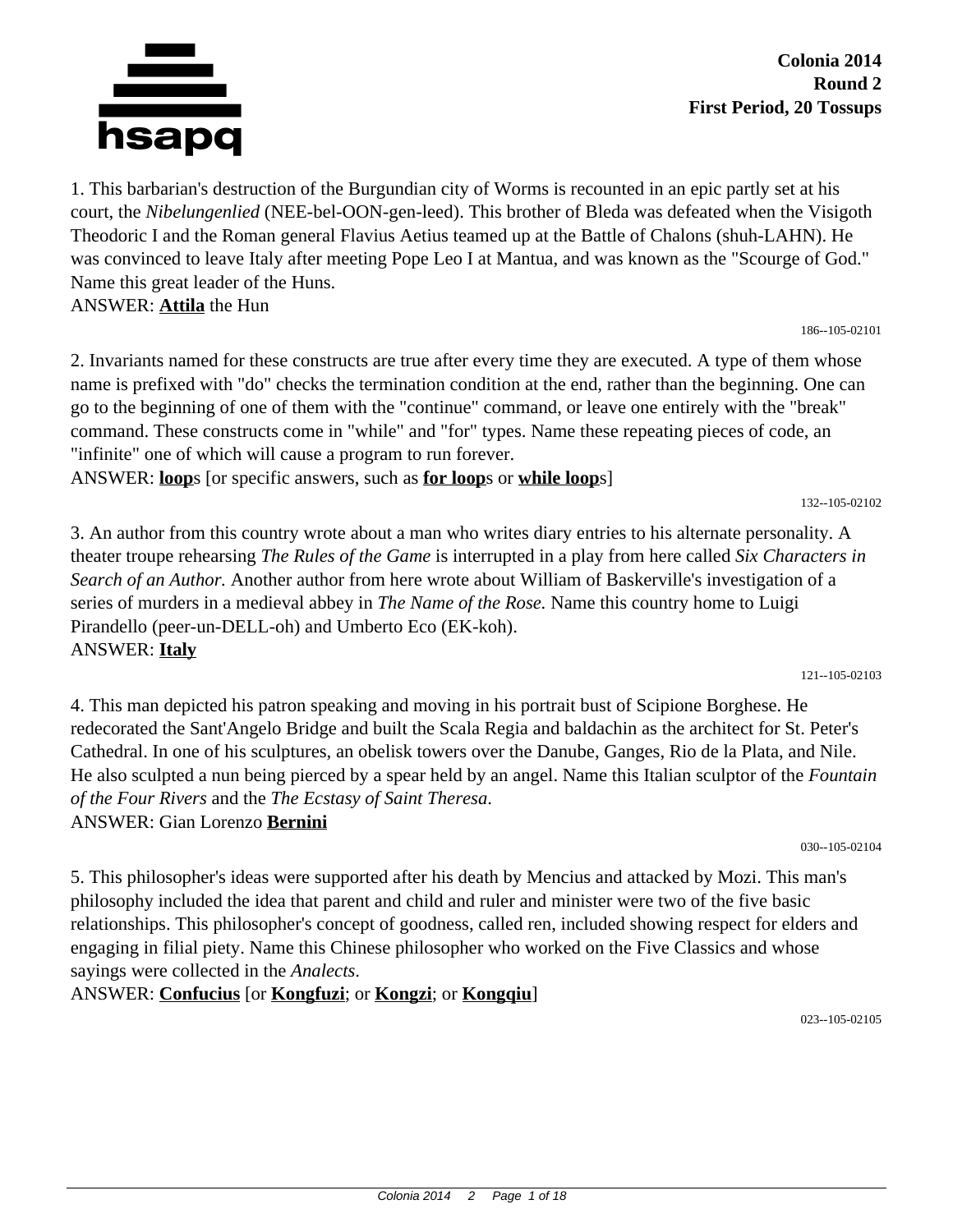**Colonia 2014**
**Round 2**
**First Period, 20 Tossups**

1. This barbarian's destruction of the Burgundian city of Worms is recounted in an epic partly set at his court, the *Nibelungenlied* (NEE-bel-OON-gen-leed). This brother of Bleda was defeated when the Visigoth Theodoric I and the Roman general Flavius Aetius teamed up at the Battle of Chalons (shuh-LAHN). He was convinced to leave Italy after meeting Pope Leo I at Mantua, and was known as the "Scourge of God." Name this great leader of the Huns.
ANSWER: **Attila** the Hun

186--105-02101

2. Invariants named for these constructs are true after every time they are executed. A type of them whose name is prefixed with "do" checks the termination condition at the end, rather than the beginning. One can go to the beginning of one of them with the "continue" command, or leave one entirely with the "break" command. These constructs come in "while" and "for" types. Name these repeating pieces of code, an "infinite" one of which will cause a program to run forever.
ANSWER: **loop**s [or specific answers, such as **for loop**s or **while loop**s]

132--105-02102

3. An author from this country wrote about a man who writes diary entries to his alternate personality. A theater troupe rehearsing *The Rules of the Game* is interrupted in a play from here called *Six Characters in Search of an Author.* Another author from here wrote about William of Baskerville's investigation of a series of murders in a medieval abbey in *The Name of the Rose.* Name this country home to Luigi Pirandello (peer-un-DELL-oh) and Umberto Eco (EK-koh).
ANSWER: **Italy**

121--105-02103

4. This man depicted his patron speaking and moving in his portrait bust of Scipione Borghese. He redecorated the Sant'Angelo Bridge and built the Scala Regia and baldachin as the architect for St. Peter's Cathedral. In one of his sculptures, an obelisk towers over the Danube, Ganges, Rio de la Plata, and Nile. He also sculpted a nun being pierced by a spear held by an angel. Name this Italian sculptor of the *Fountain of the Four Rivers* and the *The Ecstasy of Saint Theresa*.
ANSWER: Gian Lorenzo **Bernini**

030--105-02104

5. This philosopher's ideas were supported after his death by Mencius and attacked by Mozi. This man's philosophy included the idea that parent and child and ruler and minister were two of the five basic relationships. This philosopher's concept of goodness, called ren, included showing respect for elders and engaging in filial piety. Name this Chinese philosopher who worked on the Five Classics and whose sayings were collected in the *Analects.*
ANSWER: **Confucius** [or **Kongfuzi**; or **Kongzi**; or **Kongqiu**]

023--105-02105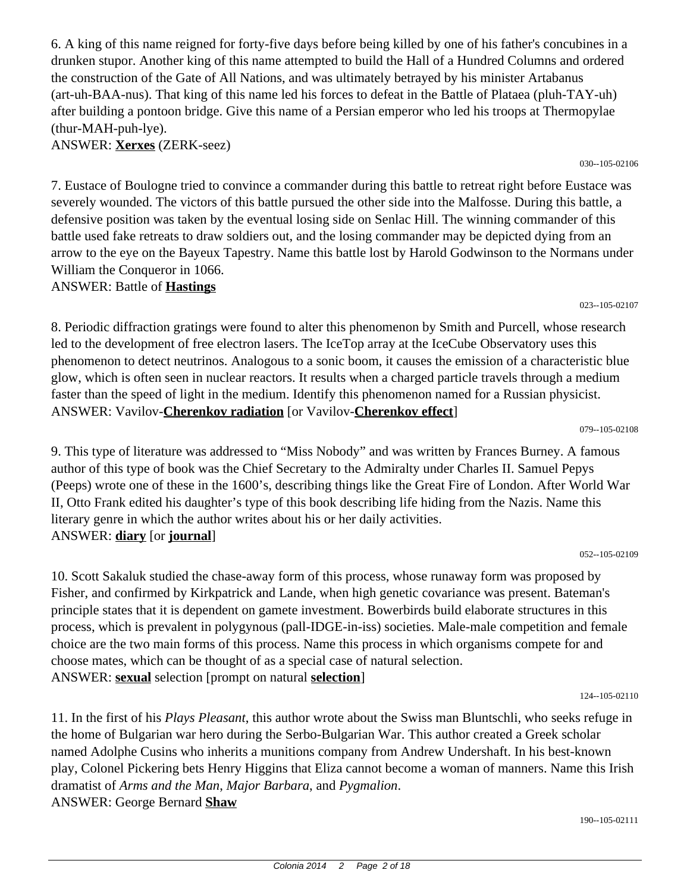6. A king of this name reigned for forty-five days before being killed by one of his father's concubines in a drunken stupor. Another king of this name attempted to build the Hall of a Hundred Columns and ordered the construction of the Gate of All Nations, and was ultimately betrayed by his minister Artabanus (art-uh-BAA-nus). That king of this name led his forces to defeat in the Battle of Plataea (pluh-TAY-uh) after building a pontoon bridge. Give this name of a Persian emperor who led his troops at Thermopylae (thur-MAH-puh-lye).

ANSWER: **Xerxes** (ZERK-seez)

030--105-02106

7. Eustace of Boulogne tried to convince a commander during this battle to retreat right before Eustace was severely wounded. The victors of this battle pursued the other side into the Malfosse. During this battle, a defensive position was taken by the eventual losing side on Senlac Hill. The winning commander of this battle used fake retreats to draw soldiers out, and the losing commander may be depicted dying from an arrow to the eye on the Bayeux Tapestry. Name this battle lost by Harold Godwinson to the Normans under William the Conqueror in 1066.

ANSWER: Battle of **Hastings**

023--105-02107

8. Periodic diffraction gratings were found to alter this phenomenon by Smith and Purcell, whose research led to the development of free electron lasers. The IceTop array at the IceCube Observatory uses this phenomenon to detect neutrinos. Analogous to a sonic boom, it causes the emission of a characteristic blue glow, which is often seen in nuclear reactors. It results when a charged particle travels through a medium faster than the speed of light in the medium. Identify this phenomenon named for a Russian physicist.

ANSWER: Vavilov-**Cherenkov radiation** [or Vavilov-**Cherenkov effect**]

079--105-02108

9. This type of literature was addressed to "Miss Nobody" and was written by Frances Burney. A famous author of this type of book was the Chief Secretary to the Admiralty under Charles II. Samuel Pepys (Peeps) wrote one of these in the 1600's, describing things like the Great Fire of London. After World War II, Otto Frank edited his daughter's type of this book describing life hiding from the Nazis. Name this literary genre in which the author writes about his or her daily activities.

ANSWER: **diary** [or **journal**]

052--105-02109

10. Scott Sakaluk studied the chase-away form of this process, whose runaway form was proposed by Fisher, and confirmed by Kirkpatrick and Lande, when high genetic covariance was present. Bateman's principle states that it is dependent on gamete investment. Bowerbirds build elaborate structures in this process, which is prevalent in polygynous (pall-IDGE-in-iss) societies. Male-male competition and female choice are the two main forms of this process. Name this process in which organisms compete for and choose mates, which can be thought of as a special case of natural selection.

ANSWER: **sexual** selection [prompt on natural **selection**]

124--105-02110

11. In the first of his *Plays Pleasant*, this author wrote about the Swiss man Bluntschli, who seeks refuge in the home of Bulgarian war hero during the Serbo-Bulgarian War. This author created a Greek scholar named Adolphe Cusins who inherits a munitions company from Andrew Undershaft. In his best-known play, Colonel Pickering bets Henry Higgins that Eliza cannot become a woman of manners. Name this Irish dramatist of *Arms and the Man*, *Major Barbara*, and *Pygmalion*.

ANSWER: George Bernard **Shaw**

190--105-02111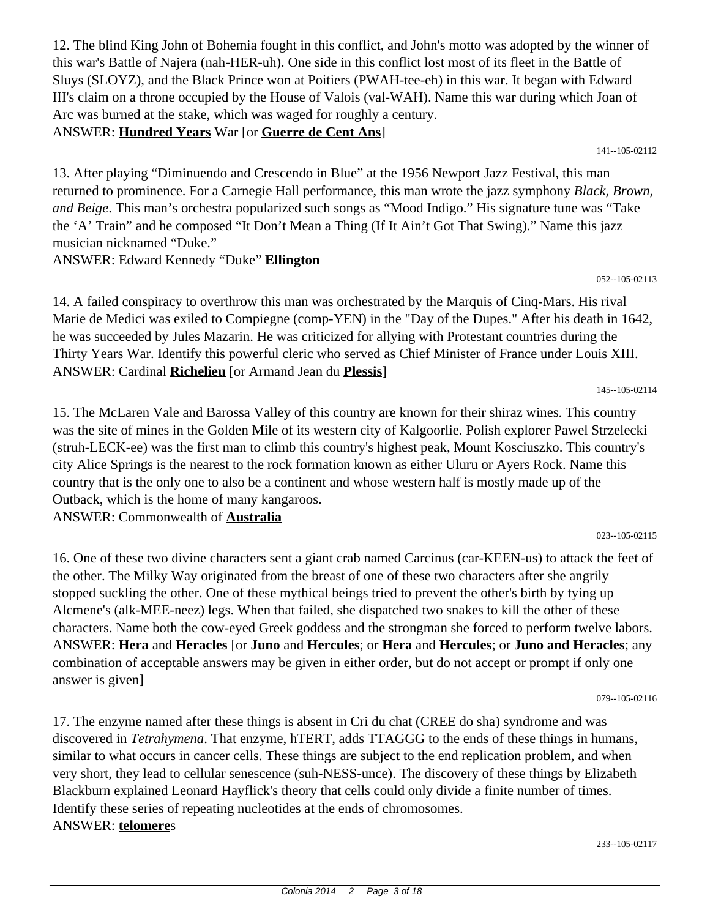12. The blind King John of Bohemia fought in this conflict, and John's motto was adopted by the winner of this war's Battle of Najera (nah-HER-uh). One side in this conflict lost most of its fleet in the Battle of Sluys (SLOYZ), and the Black Prince won at Poitiers (PWAH-tee-eh) in this war. It began with Edward III's claim on a throne occupied by the House of Valois (val-WAH). Name this war during which Joan of Arc was burned at the stake, which was waged for roughly a century.

ANSWER: **Hundred Years** War [or **Guerre de Cent Ans**]

141--105-02112

13. After playing "Diminuendo and Crescendo in Blue" at the 1956 Newport Jazz Festival, this man returned to prominence. For a Carnegie Hall performance, this man wrote the jazz symphony *Black, Brown, and Beige*. This man's orchestra popularized such songs as "Mood Indigo." His signature tune was "Take the 'A' Train" and he composed "It Don't Mean a Thing (If It Ain't Got That Swing)." Name this jazz musician nicknamed "Duke."

ANSWER: Edward Kennedy "Duke" **Ellington**

052--105-02113

14. A failed conspiracy to overthrow this man was orchestrated by the Marquis of Cinq-Mars. His rival Marie de Medici was exiled to Compiegne (comp-YEN) in the "Day of the Dupes." After his death in 1642, he was succeeded by Jules Mazarin. He was criticized for allying with Protestant countries during the Thirty Years War. Identify this powerful cleric who served as Chief Minister of France under Louis XIII.

ANSWER: Cardinal **Richelieu** [or Armand Jean du **Plessis**]

145--105-02114

15. The McLaren Vale and Barossa Valley of this country are known for their shiraz wines. This country was the site of mines in the Golden Mile of its western city of Kalgoorlie. Polish explorer Pawel Strzelecki (struh-LECK-ee) was the first man to climb this country's highest peak, Mount Kosciuszko. This country's city Alice Springs is the nearest to the rock formation known as either Uluru or Ayers Rock. Name this country that is the only one to also be a continent and whose western half is mostly made up of the Outback, which is the home of many kangaroos.

ANSWER: Commonwealth of **Australia**

023--105-02115

16. One of these two divine characters sent a giant crab named Carcinus (car-KEEN-us) to attack the feet of the other. The Milky Way originated from the breast of one of these two characters after she angrily stopped suckling the other. One of these mythical beings tried to prevent the other's birth by tying up Alcmene's (alk-MEE-neez) legs. When that failed, she dispatched two snakes to kill the other of these characters. Name both the cow-eyed Greek goddess and the strongman she forced to perform twelve labors.

ANSWER: **Hera** and **Heracles** [or **Juno** and **Hercules**; or **Hera** and **Hercules**; or **Juno and Heracles**; any combination of acceptable answers may be given in either order, but do not accept or prompt if only one answer is given]

079--105-02116

17. The enzyme named after these things is absent in Cri du chat (CREE do sha) syndrome and was discovered in *Tetrahymena*. That enzyme, hTERT, adds TTAGGG to the ends of these things in humans, similar to what occurs in cancer cells. These things are subject to the end replication problem, and when very short, they lead to cellular senescence (suh-NESS-unce). The discovery of these things by Elizabeth Blackburn explained Leonard Hayflick's theory that cells could only divide a finite number of times. Identify these series of repeating nucleotides at the ends of chromosomes.

ANSWER: **telomere**s

233--105-02117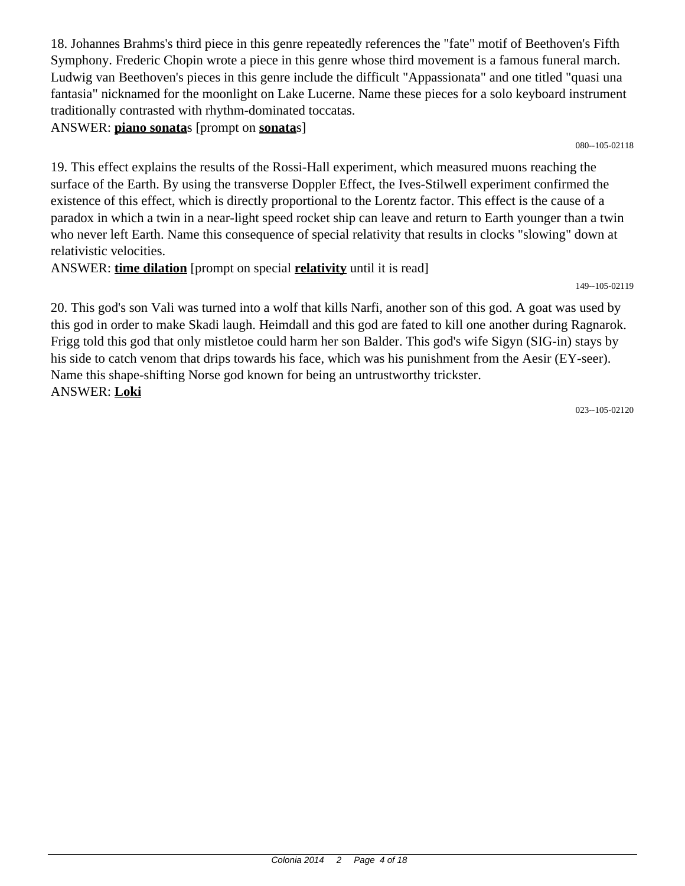18. Johannes Brahms's third piece in this genre repeatedly references the "fate" motif of Beethoven's Fifth Symphony. Frederic Chopin wrote a piece in this genre whose third movement is a famous funeral march. Ludwig van Beethoven's pieces in this genre include the difficult "Appassionata" and one titled "quasi una fantasia" nicknamed for the moonlight on Lake Lucerne. Name these pieces for a solo keyboard instrument traditionally contrasted with rhythm-dominated toccatas.

ANSWER: **piano sonata**s [prompt on **sonata**s]

080--105-02118

19. This effect explains the results of the Rossi-Hall experiment, which measured muons reaching the surface of the Earth. By using the transverse Doppler Effect, the Ives-Stilwell experiment confirmed the existence of this effect, which is directly proportional to the Lorentz factor. This effect is the cause of a paradox in which a twin in a near-light speed rocket ship can leave and return to Earth younger than a twin who never left Earth. Name this consequence of special relativity that results in clocks "slowing" down at relativistic velocities.

ANSWER: **time dilation** [prompt on special **relativity** until it is read]

149--105-02119

20. This god's son Vali was turned into a wolf that kills Narfi, another son of this god. A goat was used by this god in order to make Skadi laugh. Heimdall and this god are fated to kill one another during Ragnarok. Frigg told this god that only mistletoe could harm her son Balder. This god's wife Sigyn (SIG-in) stays by his side to catch venom that drips towards his face, which was his punishment from the Aesir (EY-seer). Name this shape-shifting Norse god known for being an untrustworthy trickster.

ANSWER: **Loki**

023--105-02120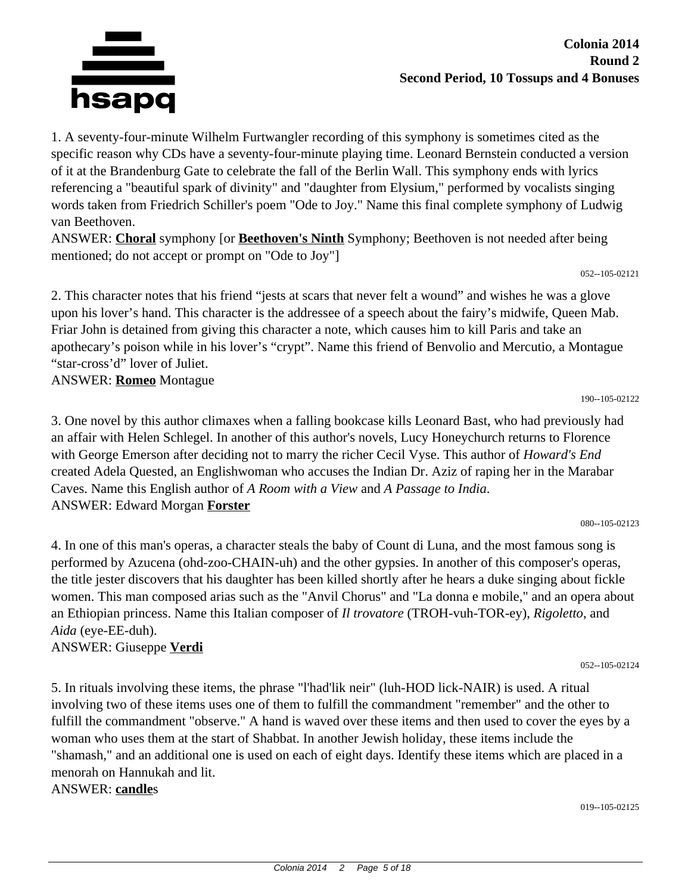**Colonia 2014**
**Round 2**
**Second Period, 10 Tossups and 4 Bonuses**

1. A seventy-four-minute Wilhelm Furtwangler recording of this symphony is sometimes cited as the specific reason why CDs have a seventy-four-minute playing time. Leonard Bernstein conducted a version of it at the Brandenburg Gate to celebrate the fall of the Berlin Wall. This symphony ends with lyrics referencing a "beautiful spark of divinity" and "daughter from Elysium," performed by vocalists singing words taken from Friedrich Schiller's poem "Ode to Joy." Name this final complete symphony of Ludwig van Beethoven.
ANSWER: **Choral** symphony [or **Beethoven's Ninth** Symphony; Beethoven is not needed after being mentioned; do not accept or prompt on "Ode to Joy"]

052--105-02121

2. This character notes that his friend "jests at scars that never felt a wound" and wishes he was a glove upon his lover's hand. This character is the addressee of a speech about the fairy's midwife, Queen Mab. Friar John is detained from giving this character a note, which causes him to kill Paris and take an apothecary's poison while in his lover's "crypt". Name this friend of Benvolio and Mercutio, a Montague "star-cross'd" lover of Juliet.
ANSWER: **Romeo** Montague

190--105-02122

3. One novel by this author climaxes when a falling bookcase kills Leonard Bast, who had previously had an affair with Helen Schlegel. In another of this author's novels, Lucy Honeychurch returns to Florence with George Emerson after deciding not to marry the richer Cecil Vyse. This author of *Howard's End* created Adela Quested, an Englishwoman who accuses the Indian Dr. Aziz of raping her in the Marabar Caves. Name this English author of *A Room with a View* and *A Passage to India*.
ANSWER: Edward Morgan **Forster**

080--105-02123

4. In one of this man's operas, a character steals the baby of Count di Luna, and the most famous song is performed by Azucena (ohd-zoo-CHAIN-uh) and the other gypsies. In another of this composer's operas, the title jester discovers that his daughter has been killed shortly after he hears a duke singing about fickle women. This man composed arias such as the "Anvil Chorus" and "La donna e mobile," and an opera about an Ethiopian princess. Name this Italian composer of *Il trovatore* (TROH-vuh-TOR-ey), *Rigoletto*, and *Aida* (eye-EE-duh).
ANSWER: Giuseppe **Verdi**

052--105-02124

5. In rituals involving these items, the phrase "l'had'lik neir" (luh-HOD lick-NAIR) is used. A ritual involving two of these items uses one of them to fulfill the commandment "remember" and the other to fulfill the commandment "observe." A hand is waved over these items and then used to cover the eyes by a woman who uses them at the start of Shabbat. In another Jewish holiday, these items include the "shamash," and an additional one is used on each of eight days. Identify these items which are placed in a menorah on Hannukah and lit.
ANSWER: **candle**s

019--105-02125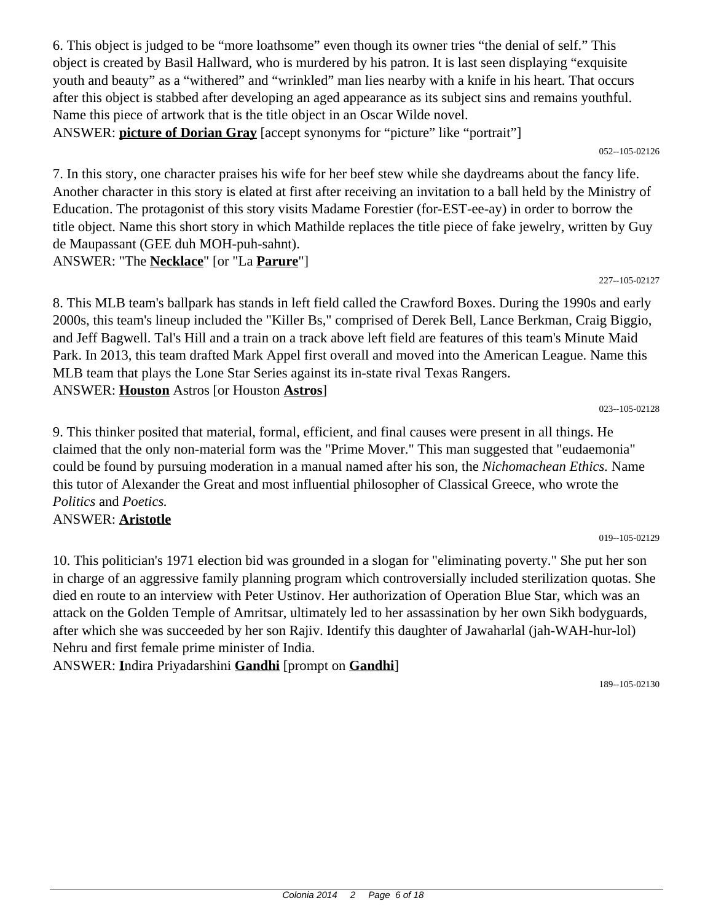6. This object is judged to be "more loathsome" even though its owner tries "the denial of self." This object is created by Basil Hallward, who is murdered by his patron. It is last seen displaying "exquisite youth and beauty" as a "withered" and "wrinkled" man lies nearby with a knife in his heart. That occurs after this object is stabbed after developing an aged appearance as its subject sins and remains youthful. Name this piece of artwork that is the title object in an Oscar Wilde novel.

ANSWER: **picture of Dorian Gray** [accept synonyms for "picture" like "portrait"]

052--105-02126

7. In this story, one character praises his wife for her beef stew while she daydreams about the fancy life. Another character in this story is elated at first after receiving an invitation to a ball held by the Ministry of Education. The protagonist of this story visits Madame Forestier (for-EST-ee-ay) in order to borrow the title object. Name this short story in which Mathilde replaces the title piece of fake jewelry, written by Guy de Maupassant (GEE duh MOH-puh-sahnt).

ANSWER: "The **Necklace**" [or "La **Parure**"]

227--105-02127

8. This MLB team's ballpark has stands in left field called the Crawford Boxes. During the 1990s and early 2000s, this team's lineup included the "Killer Bs," comprised of Derek Bell, Lance Berkman, Craig Biggio, and Jeff Bagwell. Tal's Hill and a train on a track above left field are features of this team's Minute Maid Park. In 2013, this team drafted Mark Appel first overall and moved into the American League. Name this MLB team that plays the Lone Star Series against its in-state rival Texas Rangers.

ANSWER: **Houston** Astros [or Houston **Astros**]

023--105-02128

9. This thinker posited that material, formal, efficient, and final causes were present in all things. He claimed that the only non-material form was the "Prime Mover." This man suggested that "eudaemonia" could be found by pursuing moderation in a manual named after his son, the *Nichomachean Ethics.* Name this tutor of Alexander the Great and most influential philosopher of Classical Greece, who wrote the *Politics* and *Poetics.*

ANSWER: **Aristotle**

019--105-02129

10. This politician's 1971 election bid was grounded in a slogan for "eliminating poverty." She put her son in charge of an aggressive family planning program which controversially included sterilization quotas. She died en route to an interview with Peter Ustinov. Her authorization of Operation Blue Star, which was an attack on the Golden Temple of Amritsar, ultimately led to her assassination by her own Sikh bodyguards, after which she was succeeded by her son Rajiv. Identify this daughter of Jawaharlal (jah-WAH-hur-lol) Nehru and first female prime minister of India.

ANSWER: **I**ndira Priyadarshini **Gandhi** [prompt on **Gandhi**]

189--105-02130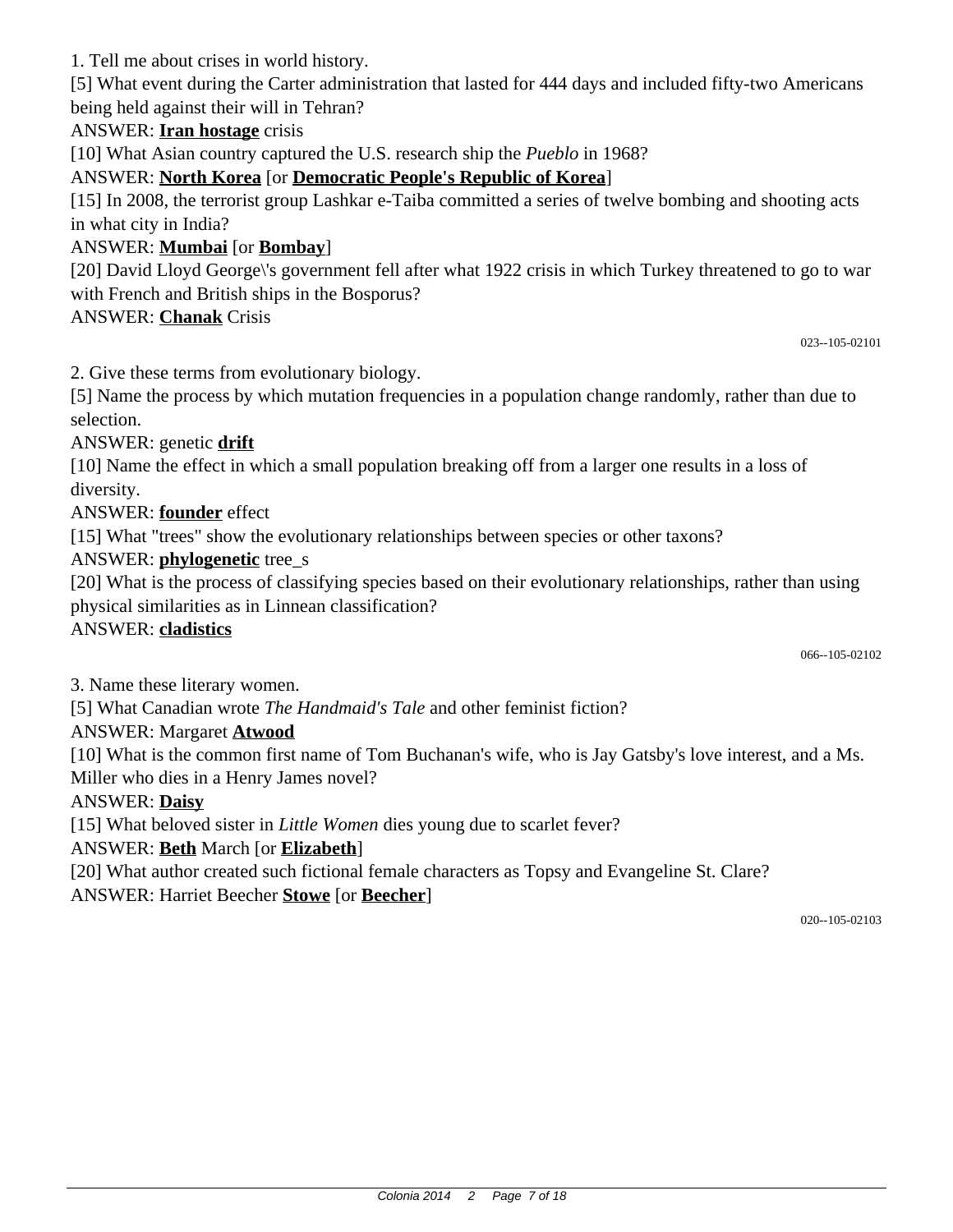1. Tell me about crises in world history.

[5] What event during the Carter administration that lasted for 444 days and included fifty-two Americans being held against their will in Tehran?

ANSWER: **Iran hostage** crisis

[10] What Asian country captured the U.S. research ship the *Pueblo* in 1968?

ANSWER: **North Korea** [or **Democratic People's Republic of Korea**]

[15] In 2008, the terrorist group Lashkar e-Taiba committed a series of twelve bombing and shooting acts in what city in India?

ANSWER: **Mumbai** [or **Bombay**]

[20] David Lloyd George\'s government fell after what 1922 crisis in which Turkey threatened to go to war with French and British ships in the Bosporus?

ANSWER: **Chanak** Crisis

023--105-02101

2. Give these terms from evolutionary biology.

[5] Name the process by which mutation frequencies in a population change randomly, rather than due to selection.

ANSWER: genetic **drift**

[10] Name the effect in which a small population breaking off from a larger one results in a loss of diversity.

ANSWER: **founder** effect

[15] What "trees" show the evolutionary relationships between species or other taxons?

ANSWER: **phylogenetic** tree_s

[20] What is the process of classifying species based on their evolutionary relationships, rather than using physical similarities as in Linnean classification?

ANSWER: **cladistics**

066--105-02102

3. Name these literary women.

[5] What Canadian wrote *The Handmaid's Tale* and other feminist fiction?

ANSWER: Margaret **Atwood**

[10] What is the common first name of Tom Buchanan's wife, who is Jay Gatsby's love interest, and a Ms. Miller who dies in a Henry James novel?

ANSWER: **Daisy**

[15] What beloved sister in *Little Women* dies young due to scarlet fever?

ANSWER: **Beth** March [or **Elizabeth**]

[20] What author created such fictional female characters as Topsy and Evangeline St. Clare?

ANSWER: Harriet Beecher **Stowe** [or **Beecher**]

020--105-02103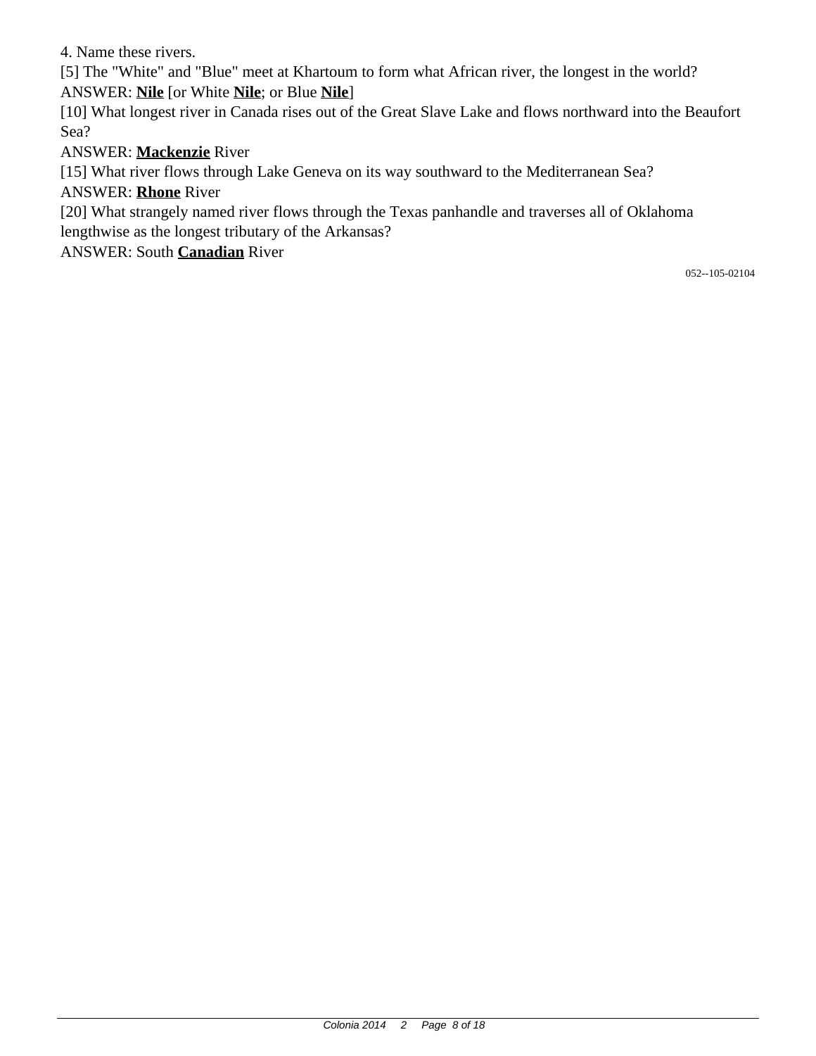4. Name these rivers.

[5] The "White" and "Blue" meet at Khartoum to form what African river, the longest in the world?

ANSWER: **Nile** [or White **Nile**; or Blue **Nile**]

[10] What longest river in Canada rises out of the Great Slave Lake and flows northward into the Beaufort Sea?

ANSWER: **Mackenzie** River

[15] What river flows through Lake Geneva on its way southward to the Mediterranean Sea?

ANSWER: **Rhone** River

[20] What strangely named river flows through the Texas panhandle and traverses all of Oklahoma lengthwise as the longest tributary of the Arkansas?

ANSWER: South **Canadian** River

052--105-02104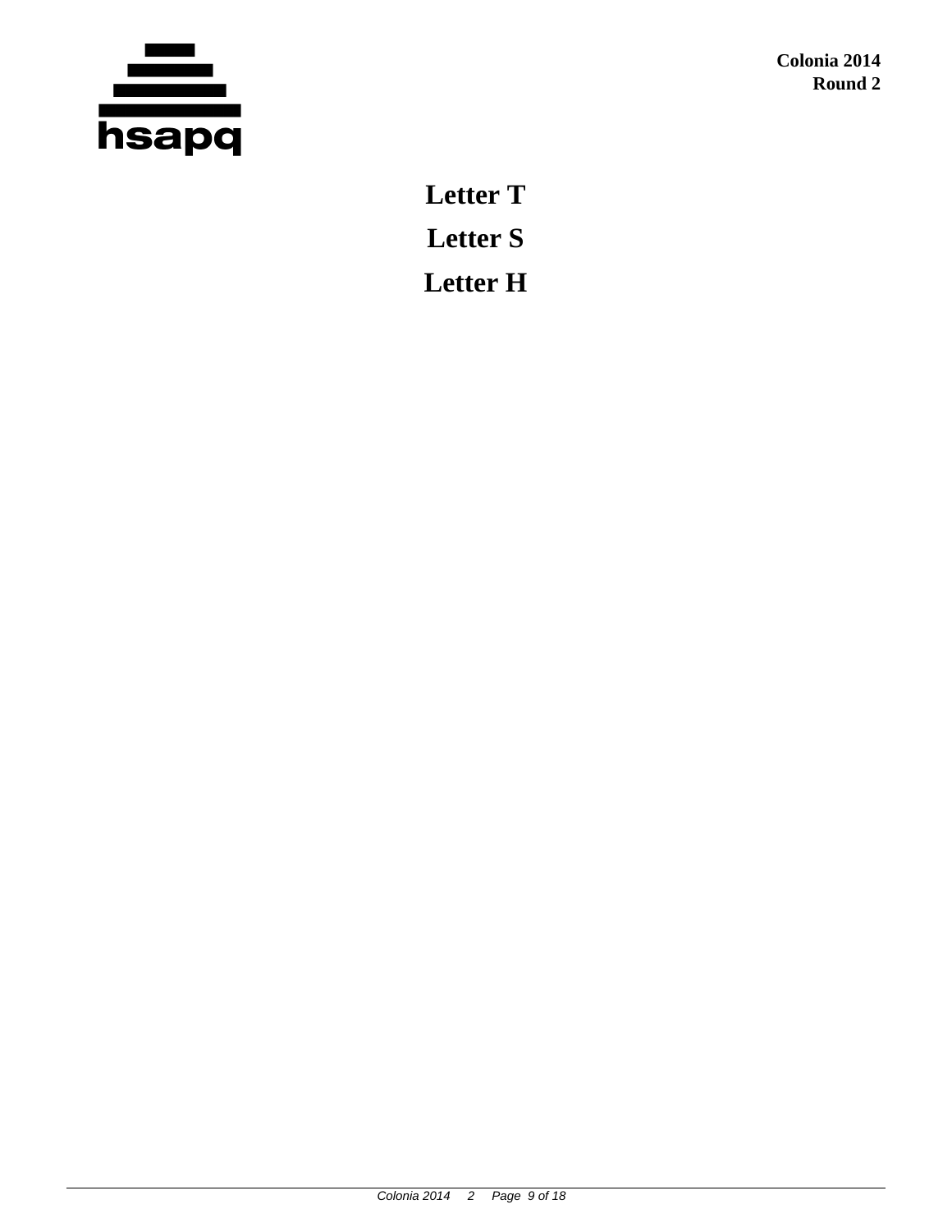**Letter T**

**Letter S**

**Letter H**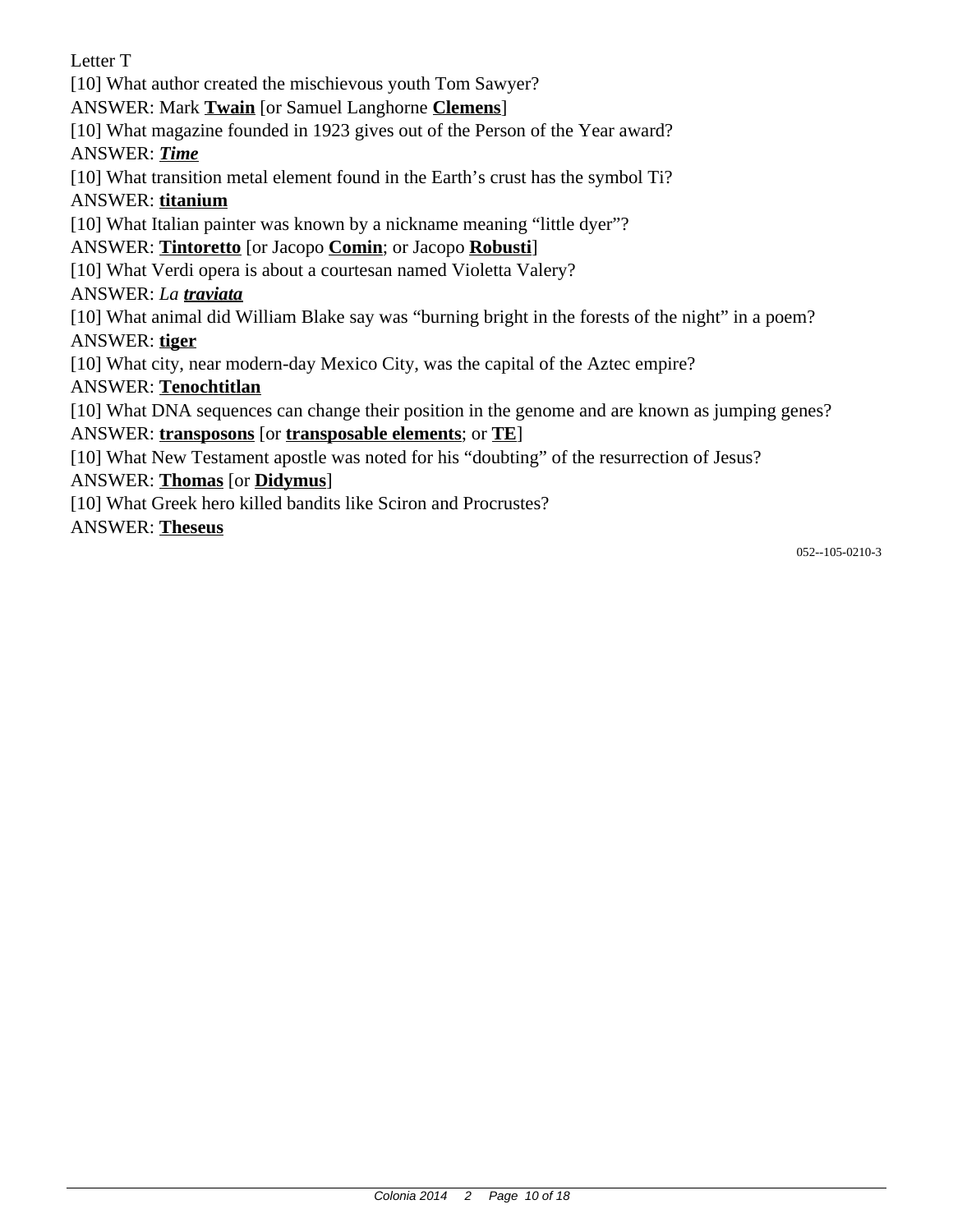Letter T

[10] What author created the mischievous youth Tom Sawyer?

ANSWER: Mark **Twain** [or Samuel Langhorne **Clemens**]

[10] What magazine founded in 1923 gives out of the Person of the Year award?

ANSWER: ***Time***

[10] What transition metal element found in the Earth's crust has the symbol Ti?

ANSWER: **titanium**

[10] What Italian painter was known by a nickname meaning "little dyer"?

ANSWER: **Tintoretto** [or Jacopo **Comin**; or Jacopo **Robusti**]

[10] What Verdi opera is about a courtesan named Violetta Valery?

ANSWER: *La **traviata***

[10] What animal did William Blake say was "burning bright in the forests of the night" in a poem?

ANSWER: **tiger**

[10] What city, near modern-day Mexico City, was the capital of the Aztec empire?

ANSWER: **Tenochtitlan**

[10] What DNA sequences can change their position in the genome and are known as jumping genes?

ANSWER: **transposons** [or **transposable elements**; or **TE**]

[10] What New Testament apostle was noted for his "doubting" of the resurrection of Jesus?

ANSWER: **Thomas** [or **Didymus**]

[10] What Greek hero killed bandits like Sciron and Procrustes?

ANSWER: **Theseus**

052--105-0210-3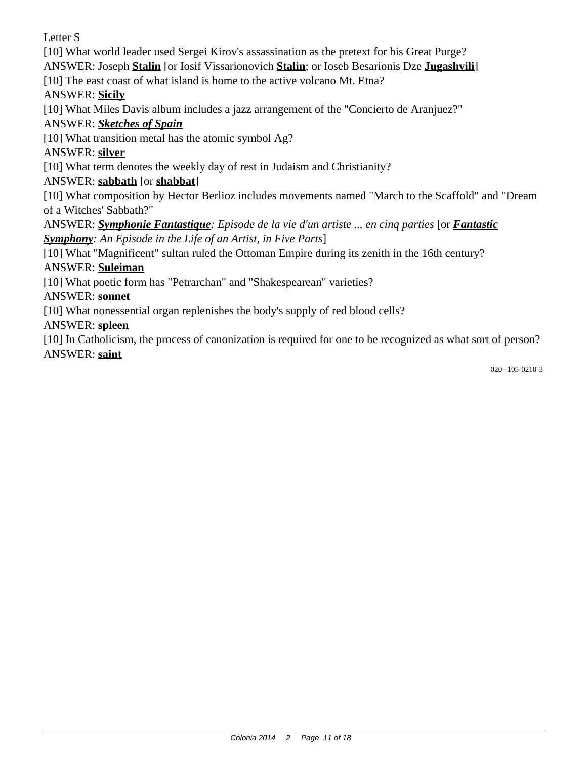Letter S

[10] What world leader used Sergei Kirov's assassination as the pretext for his Great Purge?

ANSWER: Joseph **Stalin** [or Iosif Vissarionovich **Stalin**; or Ioseb Besarionis Dze **Jugashvili**]

[10] The east coast of what island is home to the active volcano Mt. Etna?

ANSWER: **Sicily**

[10] What Miles Davis album includes a jazz arrangement of the "Concierto de Aranjuez?"

ANSWER: ***Sketches of Spain***

[10] What transition metal has the atomic symbol Ag?

ANSWER: **silver**

[10] What term denotes the weekly day of rest in Judaism and Christianity?

ANSWER: **sabbath** [or **shabbat**]

[10] What composition by Hector Berlioz includes movements named "March to the Scaffold" and "Dream of a Witches' Sabbath?"

ANSWER: ***Symphonie Fantastique****: Episode de la vie d'un artiste ... en cinq parties* [or ***Fantastic Symphony****: An Episode in the Life of an Artist, in Five Parts*]

[10] What "Magnificent" sultan ruled the Ottoman Empire during its zenith in the 16th century?

ANSWER: **Suleiman**

[10] What poetic form has "Petrarchan" and "Shakespearean" varieties?

ANSWER: **sonnet**

[10] What nonessential organ replenishes the body's supply of red blood cells?

ANSWER: **spleen**

[10] In Catholicism, the process of canonization is required for one to be recognized as what sort of person?

ANSWER: **saint**

020--105-0210-3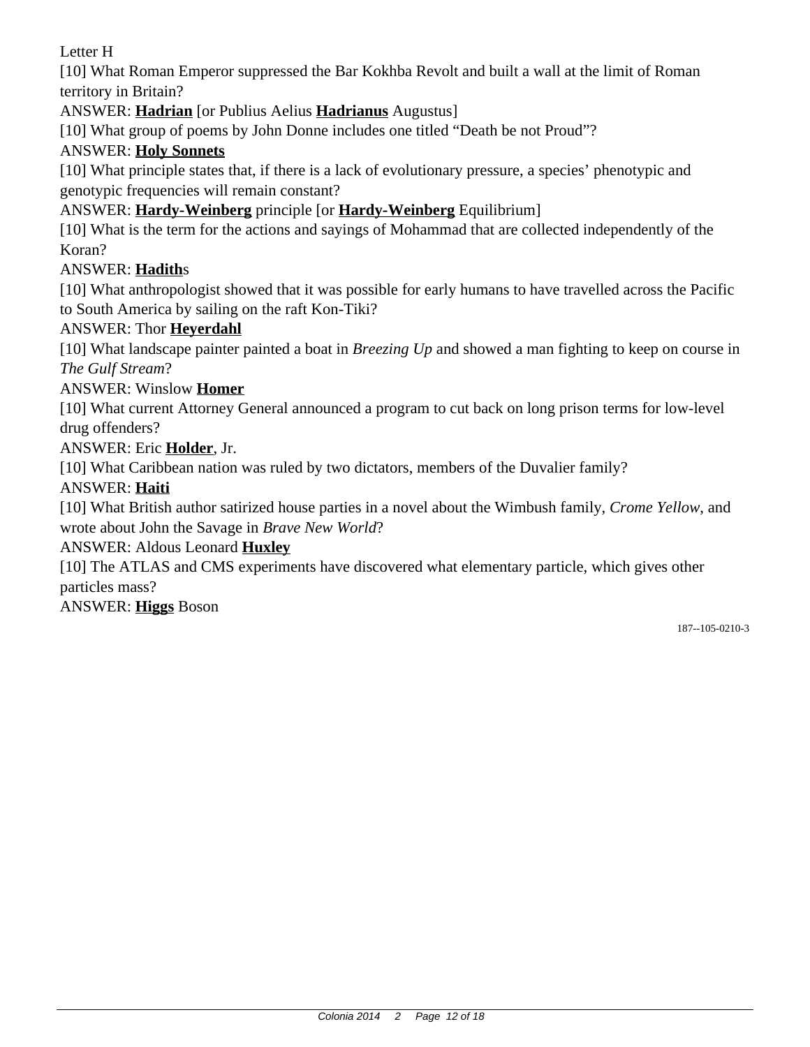Letter H

[10] What Roman Emperor suppressed the Bar Kokhba Revolt and built a wall at the limit of Roman territory in Britain?

ANSWER: **Hadrian** [or Publius Aelius **Hadrianus** Augustus]

[10] What group of poems by John Donne includes one titled "Death be not Proud"?

ANSWER: **Holy Sonnets**

[10] What principle states that, if there is a lack of evolutionary pressure, a species' phenotypic and genotypic frequencies will remain constant?

ANSWER: **Hardy-Weinberg** principle [or **Hardy-Weinberg** Equilibrium]

[10] What is the term for the actions and sayings of Mohammad that are collected independently of the Koran?

ANSWER: **Hadith**s

[10] What anthropologist showed that it was possible for early humans to have travelled across the Pacific to South America by sailing on the raft Kon-Tiki?

ANSWER: Thor **Heyerdahl**

[10] What landscape painter painted a boat in *Breezing Up* and showed a man fighting to keep on course in *The Gulf Stream*?

ANSWER: Winslow **Homer**

[10] What current Attorney General announced a program to cut back on long prison terms for low-level drug offenders?

ANSWER: Eric **Holder**, Jr.

[10] What Caribbean nation was ruled by two dictators, members of the Duvalier family?

ANSWER: **Haiti**

[10] What British author satirized house parties in a novel about the Wimbush family, *Crome Yellow*, and wrote about John the Savage in *Brave New World*?

ANSWER: Aldous Leonard **Huxley**

[10] The ATLAS and CMS experiments have discovered what elementary particle, which gives other particles mass?

ANSWER: **Higgs** Boson

187--105-0210-3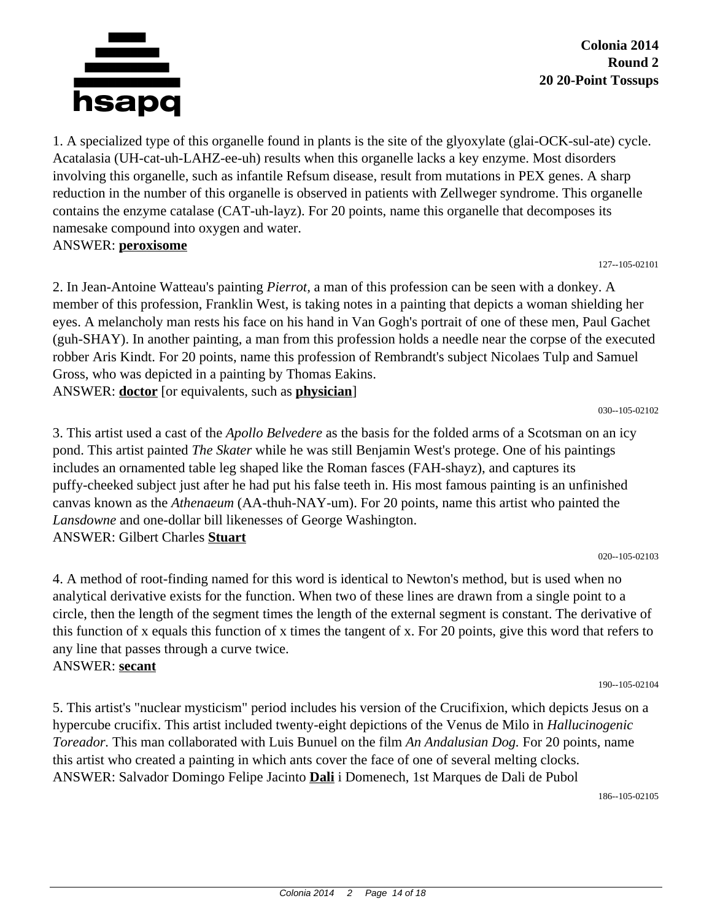**Colonia 2014**
**Round 2**
**20 20-Point Tossups**

1. A specialized type of this organelle found in plants is the site of the glyoxylate (glai-OCK-sul-ate) cycle. Acatalasia (UH-cat-uh-LAHZ-ee-uh) results when this organelle lacks a key enzyme. Most disorders involving this organelle, such as infantile Refsum disease, result from mutations in PEX genes. A sharp reduction in the number of this organelle is observed in patients with Zellweger syndrome. This organelle contains the enzyme catalase (CAT-uh-layz). For 20 points, name this organelle that decomposes its namesake compound into oxygen and water.
ANSWER: **peroxisome**

127--105-02101

2. In Jean-Antoine Watteau's painting *Pierrot*, a man of this profession can be seen with a donkey. A member of this profession, Franklin West, is taking notes in a painting that depicts a woman shielding her eyes. A melancholy man rests his face on his hand in Van Gogh's portrait of one of these men, Paul Gachet (guh-SHAY). In another painting, a man from this profession holds a needle near the corpse of the executed robber Aris Kindt. For 20 points, name this profession of Rembrandt's subject Nicolaes Tulp and Samuel Gross, who was depicted in a painting by Thomas Eakins.
ANSWER: **doctor** [or equivalents, such as **physician**]

030--105-02102

3. This artist used a cast of the *Apollo Belvedere* as the basis for the folded arms of a Scotsman on an icy pond. This artist painted *The Skater* while he was still Benjamin West's protege. One of his paintings includes an ornamented table leg shaped like the Roman fasces (FAH-shayz), and captures its puffy-cheeked subject just after he had put his false teeth in. His most famous painting is an unfinished canvas known as the *Athenaeum* (AA-thuh-NAY-um). For 20 points, name this artist who painted the *Lansdowne* and one-dollar bill likenesses of George Washington.
ANSWER: Gilbert Charles **Stuart**

020--105-02103

4. A method of root-finding named for this word is identical to Newton's method, but is used when no analytical derivative exists for the function. When two of these lines are drawn from a single point to a circle, then the length of the segment times the length of the external segment is constant. The derivative of this function of x equals this function of x times the tangent of x. For 20 points, give this word that refers to any line that passes through a curve twice.
ANSWER: **secant**

190--105-02104

5. This artist's "nuclear mysticism" period includes his version of the Crucifixion, which depicts Jesus on a hypercube crucifix. This artist included twenty-eight depictions of the Venus de Milo in *Hallucinogenic Toreador.* This man collaborated with Luis Bunuel on the film *An Andalusian Dog.* For 20 points, name this artist who created a painting in which ants cover the face of one of several melting clocks.
ANSWER: Salvador Domingo Felipe Jacinto **Dali** i Domenech, 1st Marques de Dali de Pubol

186--105-02105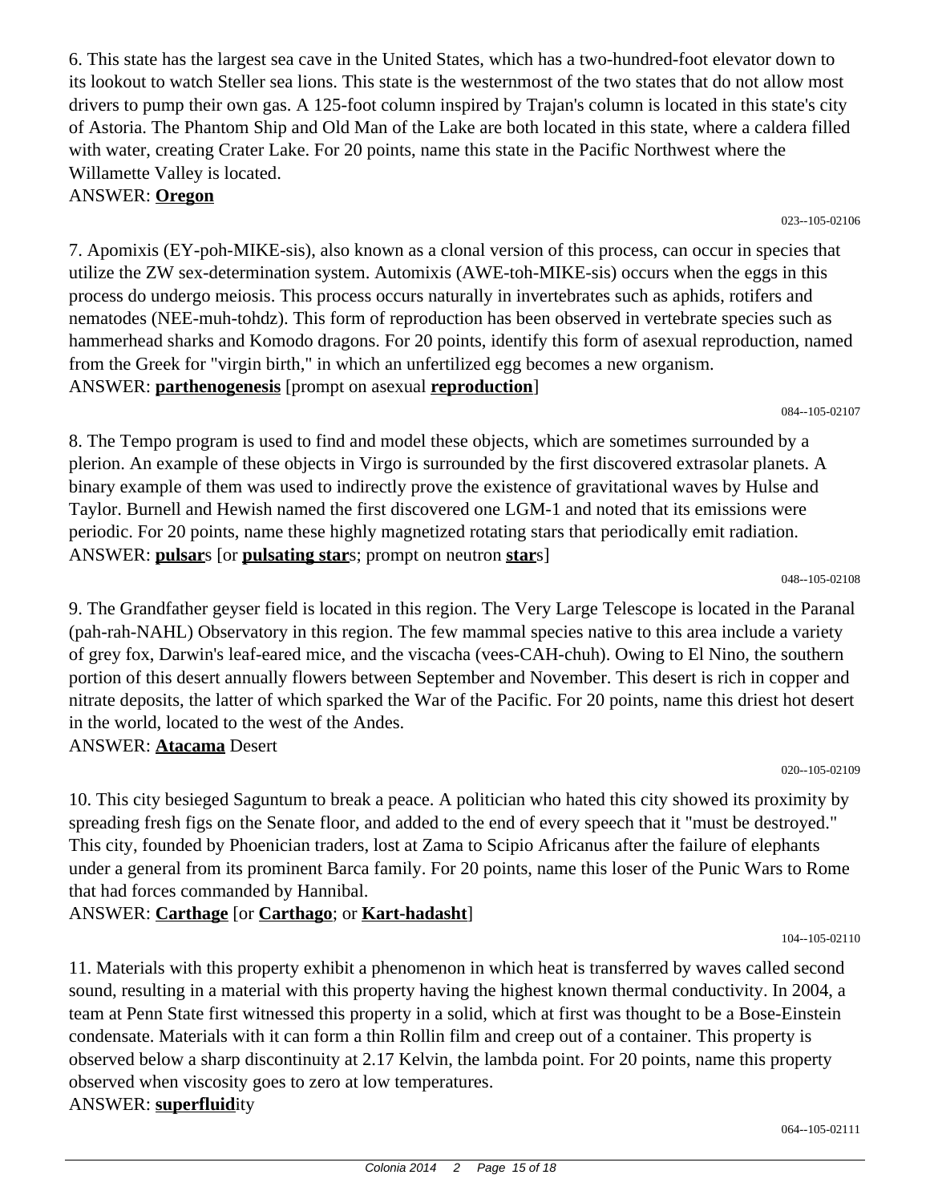6. This state has the largest sea cave in the United States, which has a two-hundred-foot elevator down to its lookout to watch Steller sea lions. This state is the westernmost of the two states that do not allow most drivers to pump their own gas. A 125-foot column inspired by Trajan's column is located in this state's city of Astoria. The Phantom Ship and Old Man of the Lake are both located in this state, where a caldera filled with water, creating Crater Lake. For 20 points, name this state in the Pacific Northwest where the Willamette Valley is located.

ANSWER: **Oregon**

023--105-02106

7. Apomixis (EY-poh-MIKE-sis), also known as a clonal version of this process, can occur in species that utilize the ZW sex-determination system. Automixis (AWE-toh-MIKE-sis) occurs when the eggs in this process do undergo meiosis. This process occurs naturally in invertebrates such as aphids, rotifers and nematodes (NEE-muh-tohdz). This form of reproduction has been observed in vertebrate species such as hammerhead sharks and Komodo dragons. For 20 points, identify this form of asexual reproduction, named from the Greek for "virgin birth," in which an unfertilized egg becomes a new organism.

ANSWER: **parthenogenesis** [prompt on asexual **reproduction**]

084--105-02107

8. The Tempo program is used to find and model these objects, which are sometimes surrounded by a plerion. An example of these objects in Virgo is surrounded by the first discovered extrasolar planets. A binary example of them was used to indirectly prove the existence of gravitational waves by Hulse and Taylor. Burnell and Hewish named the first discovered one LGM-1 and noted that its emissions were periodic. For 20 points, name these highly magnetized rotating stars that periodically emit radiation.

ANSWER: **pulsar**s [or **pulsating star**s; prompt on neutron **star**s]

048--105-02108

9. The Grandfather geyser field is located in this region. The Very Large Telescope is located in the Paranal (pah-rah-NAHL) Observatory in this region. The few mammal species native to this area include a variety of grey fox, Darwin's leaf-eared mice, and the viscacha (vees-CAH-chuh). Owing to El Nino, the southern portion of this desert annually flowers between September and November. This desert is rich in copper and nitrate deposits, the latter of which sparked the War of the Pacific. For 20 points, name this driest hot desert in the world, located to the west of the Andes.

ANSWER: **Atacama** Desert

020--105-02109

10. This city besieged Saguntum to break a peace. A politician who hated this city showed its proximity by spreading fresh figs on the Senate floor, and added to the end of every speech that it "must be destroyed." This city, founded by Phoenician traders, lost at Zama to Scipio Africanus after the failure of elephants under a general from its prominent Barca family. For 20 points, name this loser of the Punic Wars to Rome that had forces commanded by Hannibal.

ANSWER: **Carthage** [or **Carthago**; or **Kart-hadasht**]

104--105-02110

11. Materials with this property exhibit a phenomenon in which heat is transferred by waves called second sound, resulting in a material with this property having the highest known thermal conductivity. In 2004, a team at Penn State first witnessed this property in a solid, which at first was thought to be a Bose-Einstein condensate. Materials with it can form a thin Rollin film and creep out of a container. This property is observed below a sharp discontinuity at 2.17 Kelvin, the lambda point. For 20 points, name this property observed when viscosity goes to zero at low temperatures.

ANSWER: **superfluid**ity

064--105-02111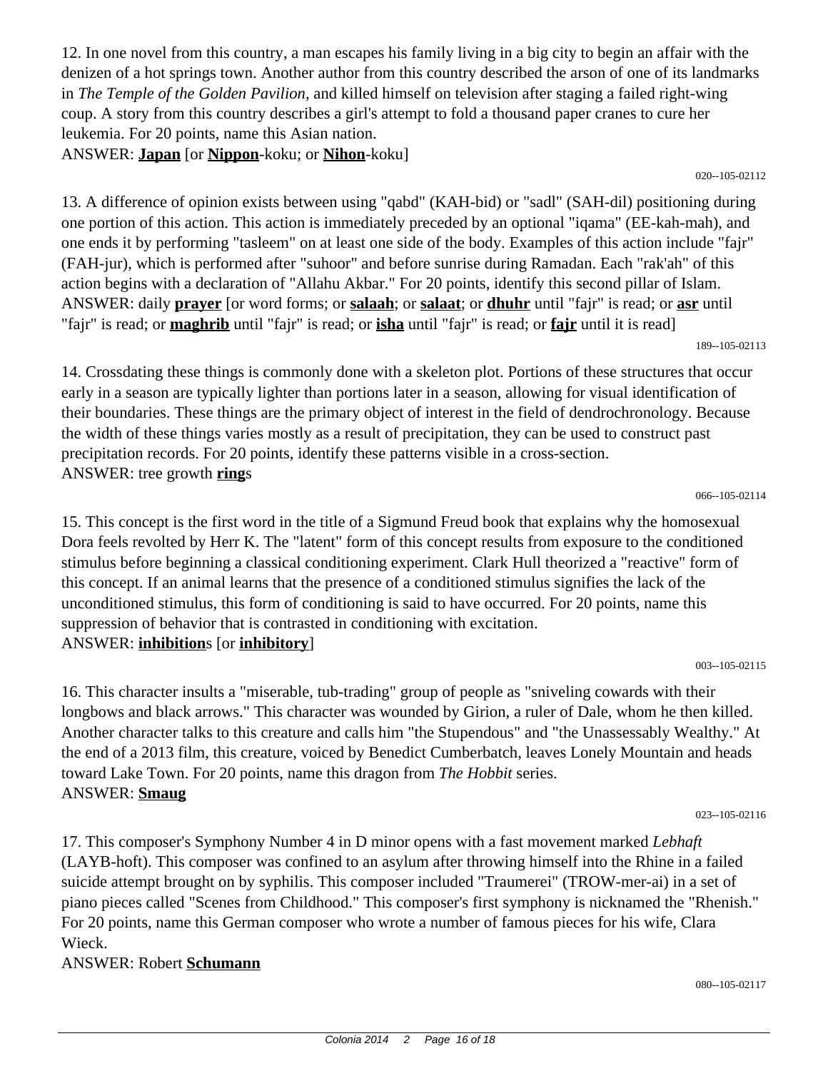12. In one novel from this country, a man escapes his family living in a big city to begin an affair with the denizen of a hot springs town. Another author from this country described the arson of one of its landmarks in *The Temple of the Golden Pavilion,* and killed himself on television after staging a failed right-wing coup. A story from this country describes a girl's attempt to fold a thousand paper cranes to cure her leukemia. For 20 points, name this Asian nation.

ANSWER: **Japan** [or **Nippon**-koku; or **Nihon**-koku]

020--105-02112

13. A difference of opinion exists between using "qabd" (KAH-bid) or "sadl" (SAH-dil) positioning during one portion of this action. This action is immediately preceded by an optional "iqama" (EE-kah-mah), and one ends it by performing "tasleem" on at least one side of the body. Examples of this action include "fajr" (FAH-jur), which is performed after "suhoor" and before sunrise during Ramadan. Each "rak'ah" of this action begins with a declaration of "Allahu Akbar." For 20 points, identify this second pillar of Islam.

ANSWER: daily **prayer** [or word forms; or **salaah**; or **salaat**; or **dhuhr** until "fajr" is read; or **asr** until "fajr" is read; or **maghrib** until "fajr" is read; or **isha** until "fajr" is read; or **fajr** until it is read]

189--105-02113

14. Crossdating these things is commonly done with a skeleton plot. Portions of these structures that occur early in a season are typically lighter than portions later in a season, allowing for visual identification of their boundaries. These things are the primary object of interest in the field of dendrochronology. Because the width of these things varies mostly as a result of precipitation, they can be used to construct past precipitation records. For 20 points, identify these patterns visible in a cross-section.

ANSWER: tree growth **ring**s

066--105-02114

15. This concept is the first word in the title of a Sigmund Freud book that explains why the homosexual Dora feels revolted by Herr K. The "latent" form of this concept results from exposure to the conditioned stimulus before beginning a classical conditioning experiment. Clark Hull theorized a "reactive" form of this concept. If an animal learns that the presence of a conditioned stimulus signifies the lack of the unconditioned stimulus, this form of conditioning is said to have occurred. For 20 points, name this suppression of behavior that is contrasted in conditioning with excitation.

ANSWER: **inhibition**s [or **inhibitory**]

003--105-02115

16. This character insults a "miserable, tub-trading" group of people as "sniveling cowards with their longbows and black arrows." This character was wounded by Girion, a ruler of Dale, whom he then killed. Another character talks to this creature and calls him "the Stupendous" and "the Unassessably Wealthy." At the end of a 2013 film, this creature, voiced by Benedict Cumberbatch, leaves Lonely Mountain and heads toward Lake Town. For 20 points, name this dragon from *The Hobbit* series.

ANSWER: **Smaug**

023--105-02116

17. This composer's Symphony Number 4 in D minor opens with a fast movement marked *Lebhaft* (LAYB-hoft). This composer was confined to an asylum after throwing himself into the Rhine in a failed suicide attempt brought on by syphilis. This composer included "Traumerei" (TROW-mer-ai) in a set of piano pieces called "Scenes from Childhood." This composer's first symphony is nicknamed the "Rhenish." For 20 points, name this German composer who wrote a number of famous pieces for his wife, Clara Wieck.

ANSWER: Robert **Schumann**

080--105-02117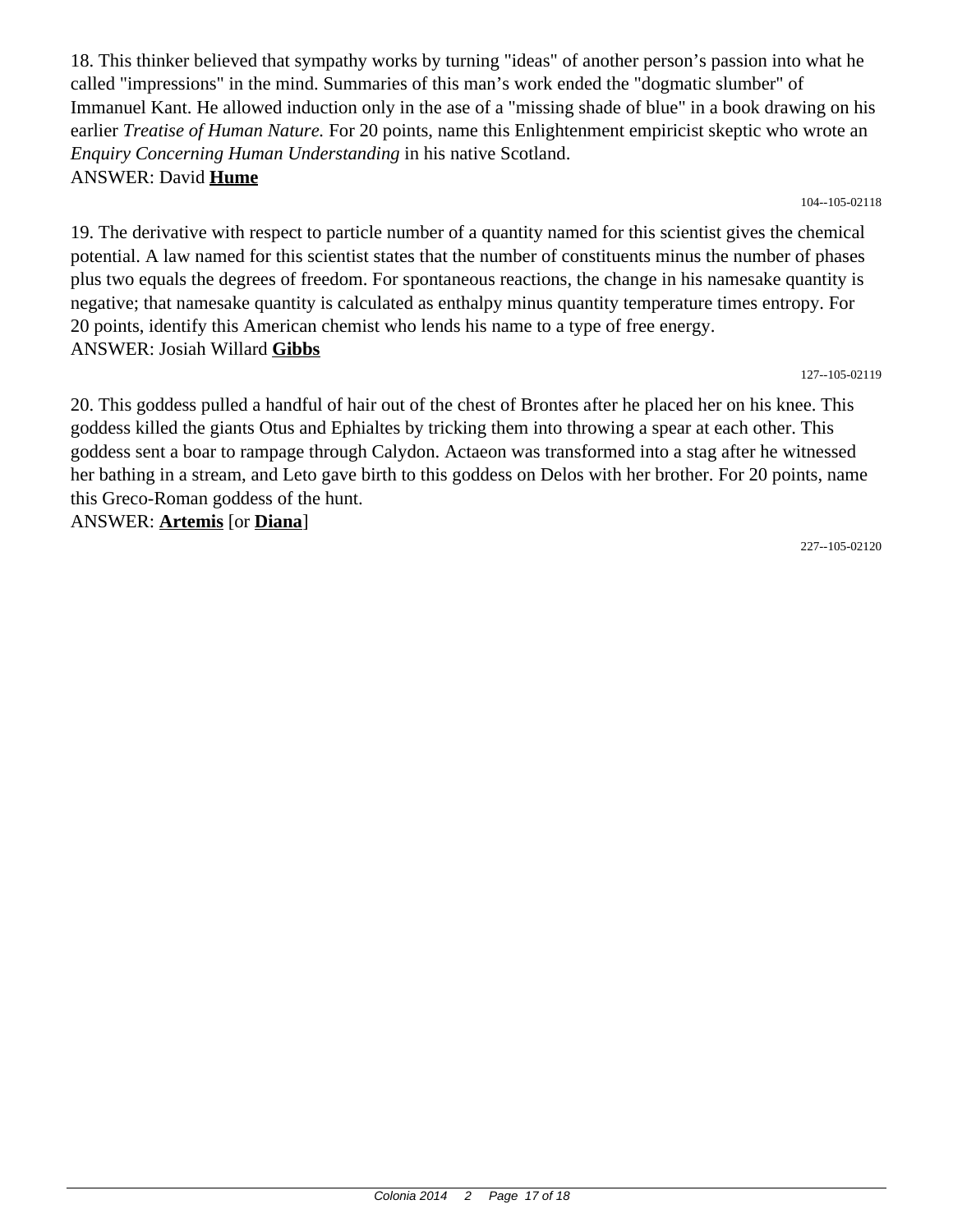18. This thinker believed that sympathy works by turning "ideas" of another person's passion into what he called "impressions" in the mind. Summaries of this man's work ended the "dogmatic slumber" of Immanuel Kant. He allowed induction only in the ase of a "missing shade of blue" in a book drawing on his earlier *Treatise of Human Nature.* For 20 points, name this Enlightenment empiricist skeptic who wrote an *Enquiry Concerning Human Understanding* in his native Scotland.
ANSWER: David **Hume**

104--105-02118

19. The derivative with respect to particle number of a quantity named for this scientist gives the chemical potential. A law named for this scientist states that the number of constituents minus the number of phases plus two equals the degrees of freedom. For spontaneous reactions, the change in his namesake quantity is negative; that namesake quantity is calculated as enthalpy minus quantity temperature times entropy. For 20 points, identify this American chemist who lends his name to a type of free energy.
ANSWER: Josiah Willard **Gibbs**

127--105-02119

20. This goddess pulled a handful of hair out of the chest of Brontes after he placed her on his knee. This goddess killed the giants Otus and Ephialtes by tricking them into throwing a spear at each other. This goddess sent a boar to rampage through Calydon. Actaeon was transformed into a stag after he witnessed her bathing in a stream, and Leto gave birth to this goddess on Delos with her brother. For 20 points, name this Greco-Roman goddess of the hunt.
ANSWER: **Artemis** [or **Diana**]

227--105-02120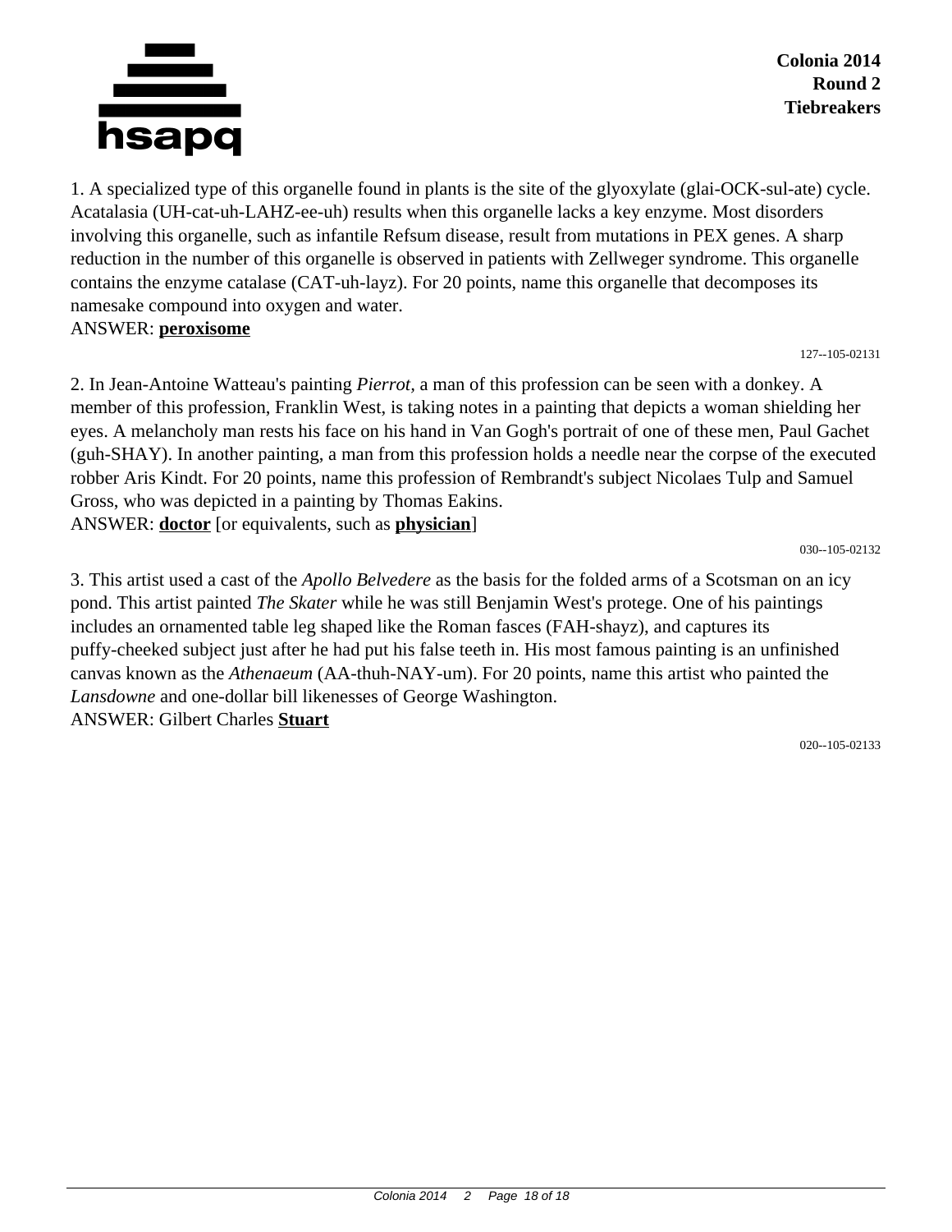**Colonia 2014**
**Round 2**
**Tiebreakers**

1. A specialized type of this organelle found in plants is the site of the glyoxylate (glai-OCK-sul-ate) cycle. Acatalasia (UH-cat-uh-LAHZ-ee-uh) results when this organelle lacks a key enzyme. Most disorders involving this organelle, such as infantile Refsum disease, result from mutations in PEX genes. A sharp reduction in the number of this organelle is observed in patients with Zellweger syndrome. This organelle contains the enzyme catalase (CAT-uh-layz). For 20 points, name this organelle that decomposes its namesake compound into oxygen and water.
ANSWER: **peroxisome**

127--105-02131

2. In Jean-Antoine Watteau's painting *Pierrot*, a man of this profession can be seen with a donkey. A member of this profession, Franklin West, is taking notes in a painting that depicts a woman shielding her eyes. A melancholy man rests his face on his hand in Van Gogh's portrait of one of these men, Paul Gachet (guh-SHAY). In another painting, a man from this profession holds a needle near the corpse of the executed robber Aris Kindt. For 20 points, name this profession of Rembrandt's subject Nicolaes Tulp and Samuel Gross, who was depicted in a painting by Thomas Eakins.
ANSWER: **doctor** [or equivalents, such as **physician**]

030--105-02132

3. This artist used a cast of the *Apollo Belvedere* as the basis for the folded arms of a Scotsman on an icy pond. This artist painted *The Skater* while he was still Benjamin West's protege. One of his paintings includes an ornamented table leg shaped like the Roman fasces (FAH-shayz), and captures its puffy-cheeked subject just after he had put his false teeth in. His most famous painting is an unfinished canvas known as the *Athenaeum* (AA-thuh-NAY-um). For 20 points, name this artist who painted the *Lansdowne* and one-dollar bill likenesses of George Washington.
ANSWER: Gilbert Charles **Stuart**

020--105-02133